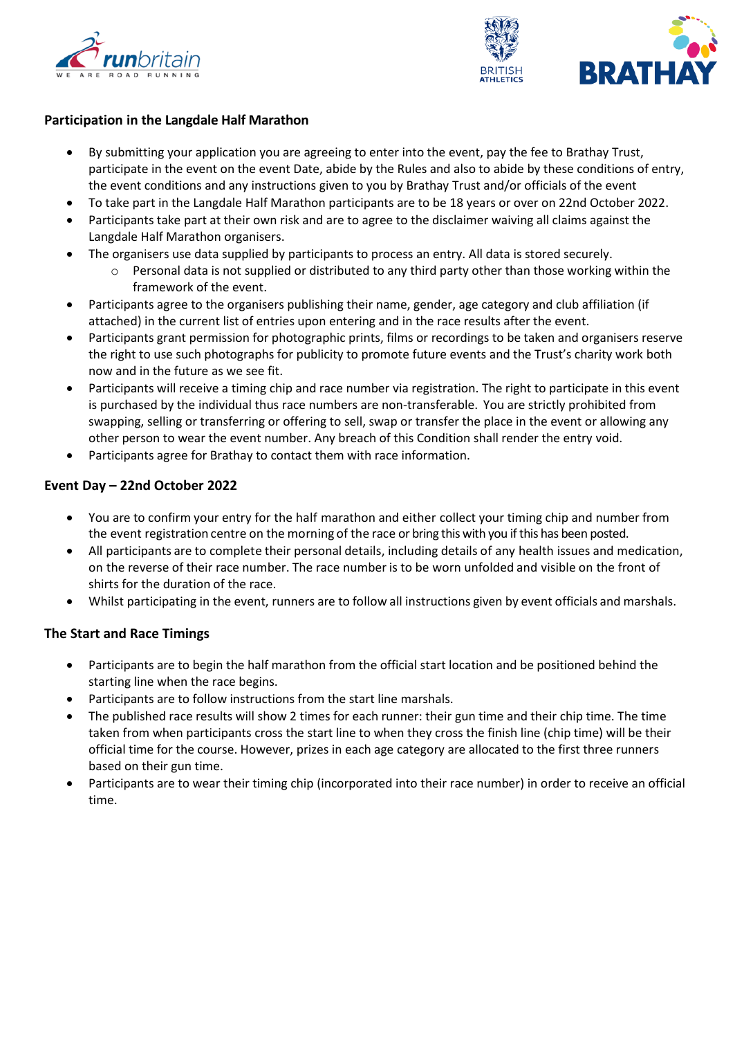### Participation in the Langdale Half Marathon

- By submitting your application you are agreeing to enter into the event, pay the fee to Brathay Trust, participate in the event on the event Date, abide by the Rules and also to abide by these conditions of entry, the event conditions and any instructions given to you by Brathay Trust and/or officials of the event
- To take part in the Langdale Half Marathon participants are to be 18 years or over on 22nd October 2022.
- Participants take part at their own risk and are to agree to the disclaimer waiving all claims against the Langdale Half Marathon organisers.
- The organisers use data supplied by participants to process an entry. All data is stored securely.
  - Personal data is not supplied or distributed to any third party other than those working within the framework of the event.
- Participants agree to the organisers publishing their name, gender, age category and club affiliation (if attached) in the current list of entries upon entering and in the race results after the event.
- Participants grant permission for photographic prints, films or recordings to be taken and organisers reserve the right to use such photographs for publicity to promote future events and the Trust's charity work both now and in the future as we see fit.
- Participants will receive a timing chip and race number via registration. The right to participate in this event is purchased by the individual thus race numbers are non-transferable. You are strictly prohibited from swapping, selling or transferring or offering to sell, swap or transfer the place in the event or allowing any other person to wear the event number. Any breach of this Condition shall render the entry void.
- Participants agree for Brathay to contact them with race information.

### Event Day – 22nd October 2022

- You are to confirm your entry for the half marathon and either collect your timing chip and number from the event registration centre on the morning of the race or bring this with you if this has been posted.
- All participants are to complete their personal details, including details of any health issues and medication, on the reverse of their race number. The race number is to be worn unfolded and visible on the front of shirts for the duration of the race.
- Whilst participating in the event, runners are to follow all instructions given by event officials and marshals.

### The Start and Race Timings

- Participants are to begin the half marathon from the official start location and be positioned behind the starting line when the race begins.
- Participants are to follow instructions from the start line marshals.
- The published race results will show 2 times for each runner: their gun time and their chip time. The time taken from when participants cross the start line to when they cross the finish line (chip time) will be their official time for the course. However, prizes in each age category are allocated to the first three runners based on their gun time.
- Participants are to wear their timing chip (incorporated into their race number) in order to receive an official time.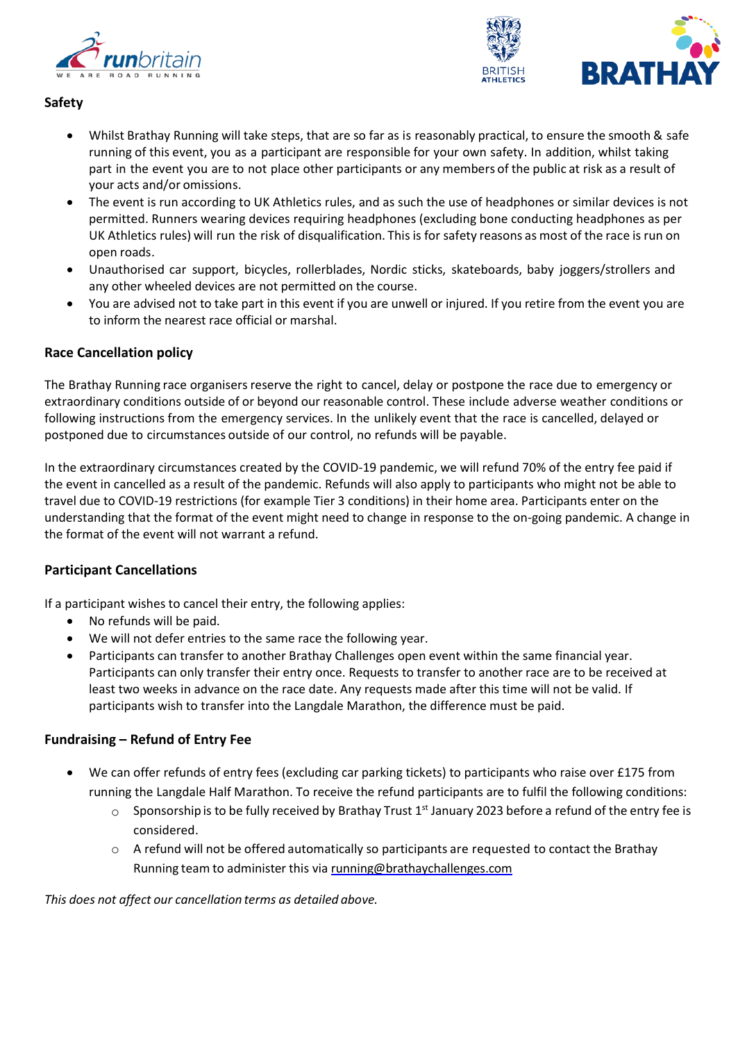## Safety

- Whilst Brathay Running will take steps, that are so far as is reasonably practical, to ensure the smooth & safe running of this event, you as a participant are responsible for your own safety. In addition, whilst taking part in the event you are to not place other participants or any members of the public at risk as a result of your acts and/or omissions.
- The event is run according to UK Athletics rules, and as such the use of headphones or similar devices is not permitted. Runners wearing devices requiring headphones (excluding bone conducting headphones as per UK Athletics rules) will run the risk of disqualification. This is for safety reasons as most of the race is run on open roads.
- Unauthorised car support, bicycles, rollerblades, Nordic sticks, skateboards, baby joggers/strollers and any other wheeled devices are not permitted on the course.
- You are advised not to take part in this event if you are unwell or injured. If you retire from the event you are to inform the nearest race official or marshal.

## Race Cancellation policy

The Brathay Running race organisers reserve the right to cancel, delay or postpone the race due to emergency or extraordinary conditions outside of or beyond our reasonable control. These include adverse weather conditions or following instructions from the emergency services. In the unlikely event that the race is cancelled, delayed or postponed due to circumstances outside of our control, no refunds will be payable.

In the extraordinary circumstances created by the COVID-19 pandemic, we will refund 70% of the entry fee paid if the event in cancelled as a result of the pandemic. Refunds will also apply to participants who might not be able to travel due to COVID-19 restrictions (for example Tier 3 conditions) in their home area. Participants enter on the understanding that the format of the event might need to change in response to the on-going pandemic. A change in the format of the event will not warrant a refund.

## Participant Cancellations

If a participant wishes to cancel their entry, the following applies:

- No refunds will be paid.
- We will not defer entries to the same race the following year.
- Participants can transfer to another Brathay Challenges open event within the same financial year. Participants can only transfer their entry once. Requests to transfer to another race are to be received at least two weeks in advance on the race date. Any requests made after this time will not be valid. If participants wish to transfer into the Langdale Marathon, the difference must be paid.

## Fundraising – Refund of Entry Fee

- We can offer refunds of entry fees (excluding car parking tickets) to participants who raise over £175 from running the Langdale Half Marathon. To receive the refund participants are to fulfil the following conditions:
  - Sponsorship is to be fully received by Brathay Trust 1st January 2023 before a refund of the entry fee is considered.
  - A refund will not be offered automatically so participants are requested to contact the Brathay Running team to administer this via running@brathaychallenges.com

*This does not affect our cancellation terms as detailed above.*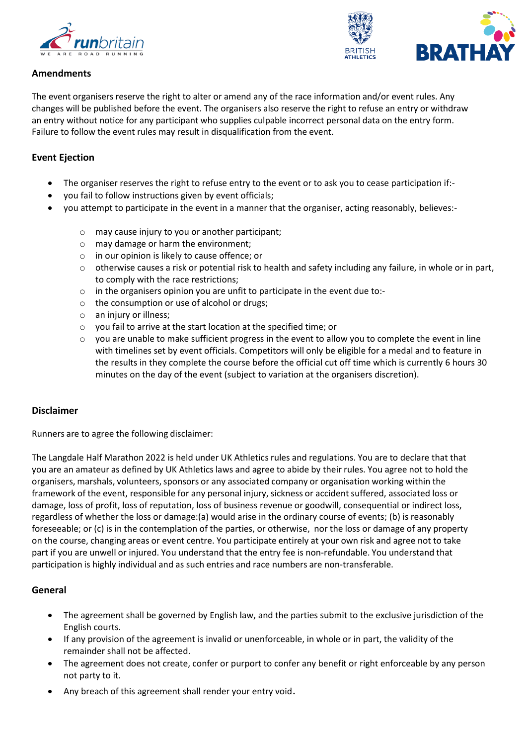## Amendments

The event organisers reserve the right to alter or amend any of the race information and/or event rules. Any changes will be published before the event. The organisers also reserve the right to refuse an entry or withdraw an entry without notice for any participant who supplies culpable incorrect personal data on the entry form. Failure to follow the event rules may result in disqualification from the event.

## Event Ejection

- The organiser reserves the right to refuse entry to the event or to ask you to cease participation if:-
- you fail to follow instructions given by event officials;
- you attempt to participate in the event in a manner that the organiser, acting reasonably, believes:-
  - may cause injury to you or another participant;
  - may damage or harm the environment;
  - in our opinion is likely to cause offence; or
  - otherwise causes a risk or potential risk to health and safety including any failure, in whole or in part, to comply with the race restrictions;
  - in the organisers opinion you are unfit to participate in the event due to:-
  - the consumption or use of alcohol or drugs;
  - an injury or illness;
  - you fail to arrive at the start location at the specified time; or
  - you are unable to make sufficient progress in the event to allow you to complete the event in line with timelines set by event officials. Competitors will only be eligible for a medal and to feature in the results in they complete the course before the official cut off time which is currently 6 hours 30 minutes on the day of the event (subject to variation at the organisers discretion).

## Disclaimer

Runners are to agree the following disclaimer:

The Langdale Half Marathon 2022 is held under UK Athletics rules and regulations. You are to declare that that you are an amateur as defined by UK Athletics laws and agree to abide by their rules. You agree not to hold the organisers, marshals, volunteers, sponsors or any associated company or organisation working within the framework of the event, responsible for any personal injury, sickness or accident suffered, associated loss or damage, loss of profit, loss of reputation, loss of business revenue or goodwill, consequential or indirect loss, regardless of whether the loss or damage:(a) would arise in the ordinary course of events; (b) is reasonably foreseeable; or (c) is in the contemplation of the parties, or otherwise, nor the loss or damage of any property on the course, changing areas or event centre. You participate entirely at your own risk and agree not to take part if you are unwell or injured. You understand that the entry fee is non-refundable. You understand that participation is highly individual and as such entries and race numbers are non-transferable.

## General

- The agreement shall be governed by English law, and the parties submit to the exclusive jurisdiction of the English courts.
- If any provision of the agreement is invalid or unenforceable, in whole or in part, the validity of the remainder shall not be affected.
- The agreement does not create, confer or purport to confer any benefit or right enforceable by any person not party to it.
- Any breach of this agreement shall render your entry void.